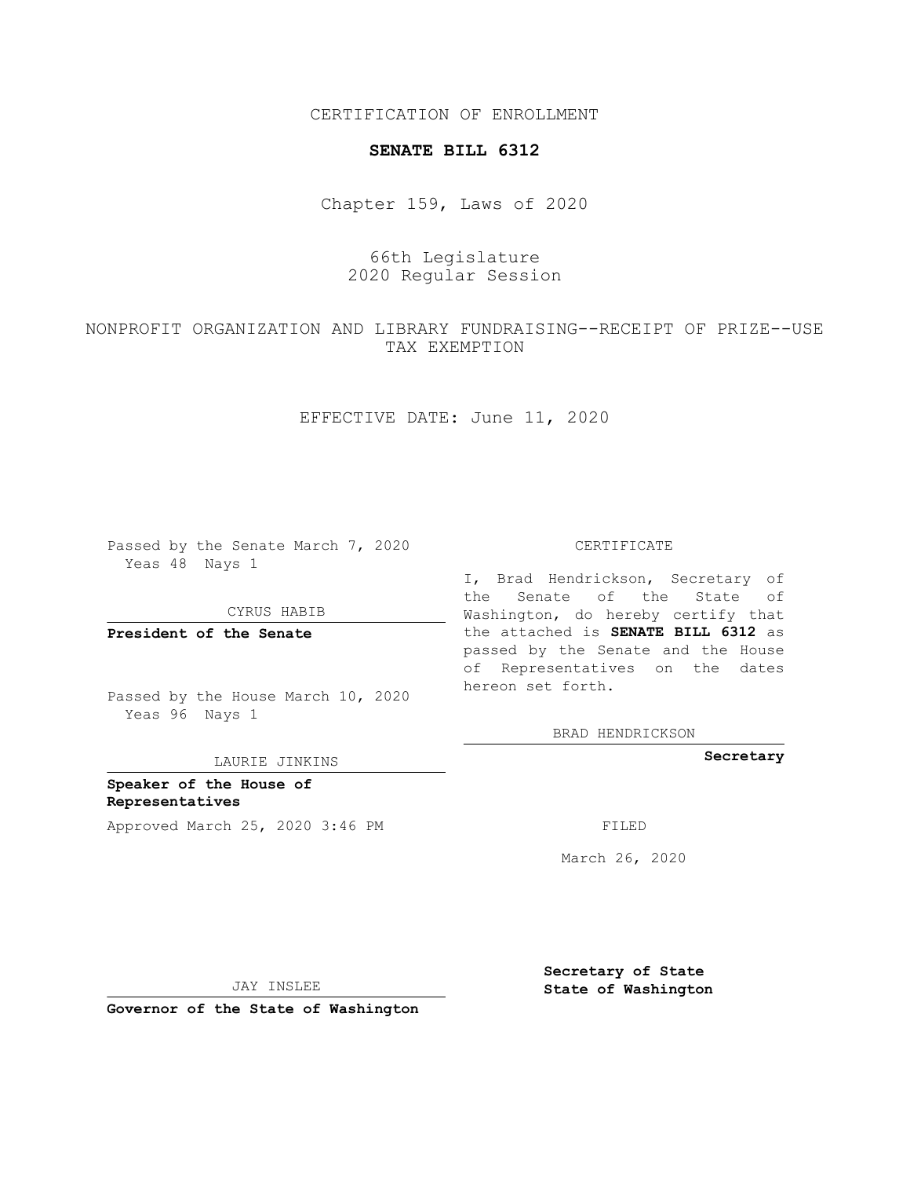CERTIFICATION OF ENROLLMENT

**SENATE BILL 6312**

Chapter 159, Laws of 2020

66th Legislature
2020 Regular Session

NONPROFIT ORGANIZATION AND LIBRARY FUNDRAISING--RECEIPT OF PRIZE--USE TAX EXEMPTION

EFFECTIVE DATE: June 11, 2020

Passed by the Senate March 7, 2020
Yeas 48 Nays 1

CYRUS HABIB

**President of the Senate**

Passed by the House March 10, 2020
Yeas 96 Nays 1

LAURIE JINKINS

**Speaker of the House of Representatives**

Approved March 25, 2020 3:46 PM

JAY INSLEE

**Governor of the State of Washington**

CERTIFICATE

I, Brad Hendrickson, Secretary of the Senate of the State of Washington, do hereby certify that the attached is **SENATE BILL 6312** as passed by the Senate and the House of Representatives on the dates hereon set forth.

BRAD HENDRICKSON

**Secretary**

FILED

March 26, 2020

**Secretary of State**
**State of Washington**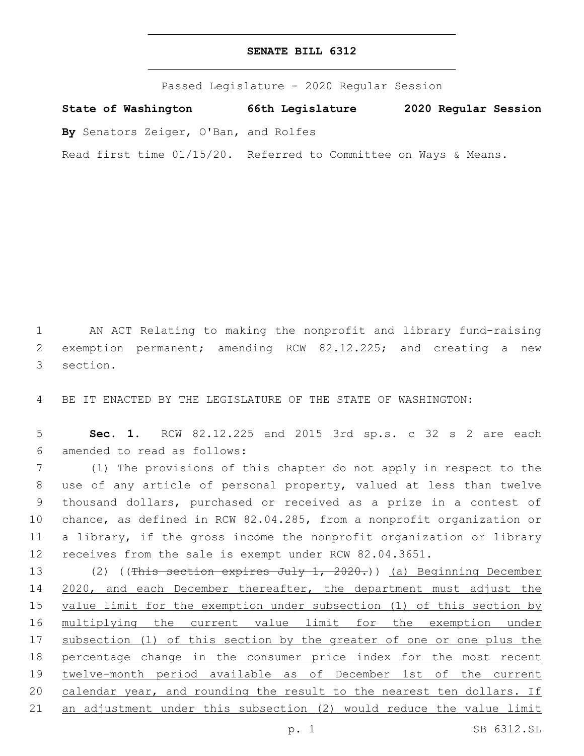# SENATE BILL 6312

Passed Legislature - 2020 Regular Session

**State of Washington 66th Legislature 2020 Regular Session**

**By** Senators Zeiger, O'Ban, and Rolfes

Read first time 01/15/20. Referred to Committee on Ways & Means.

1 AN ACT Relating to making the nonprofit and library fund-raising 2 exemption permanent; amending RCW 82.12.225; and creating a new 3 section.

4 BE IT ENACTED BY THE LEGISLATURE OF THE STATE OF WASHINGTON:

5 **Sec. 1.** RCW 82.12.225 and 2015 3rd sp.s. c 32 s 2 are each 6 amended to read as follows:

7 (1) The provisions of this chapter do not apply in respect to the 8 use of any article of personal property, valued at less than twelve 9 thousand dollars, purchased or received as a prize in a contest of 10 chance, as defined in RCW 82.04.285, from a nonprofit organization or 11 a library, if the gross income the nonprofit organization or library 12 receives from the sale is exempt under RCW 82.04.3651.

13 (2) ((~~This section expires July 1, 2020.~~)) <u>(a) Beginning December</u> 14 <u>2020, and each December thereafter, the department must adjust the</u> 15 <u>value limit for the exemption under subsection (1) of this section by</u> 16 <u>multiplying the current value limit for the exemption under</u> 17 <u>subsection (1) of this section by the greater of one or one plus the</u> 18 <u>percentage change in the consumer price index for the most recent</u> 19 <u>twelve-month period available as of December 1st of the current</u> 20 <u>calendar year, and rounding the result to the nearest ten dollars. If</u> 21 <u>an adjustment under this subsection (2) would reduce the value limit</u>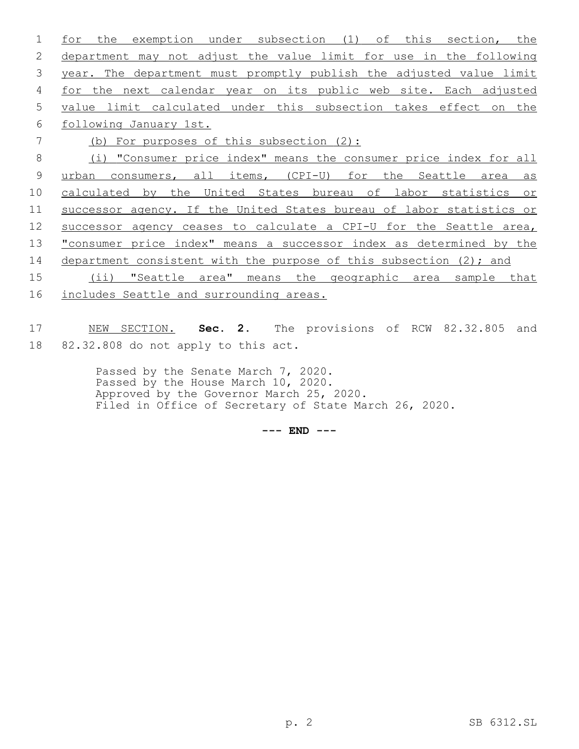for the exemption under subsection (1) of this section, the department may not adjust the value limit for use in the following year. The department must promptly publish the adjusted value limit for the next calendar year on its public web site. Each adjusted value limit calculated under this subsection takes effect on the following January 1st.

(b) For purposes of this subsection (2):

(i) "Consumer price index" means the consumer price index for all urban consumers, all items, (CPI-U) for the Seattle area as calculated by the United States bureau of labor statistics or successor agency. If the United States bureau of labor statistics or successor agency ceases to calculate a CPI-U for the Seattle area, "consumer price index" means a successor index as determined by the department consistent with the purpose of this subsection (2); and

(ii) "Seattle area" means the geographic area sample that includes Seattle and surrounding areas.

NEW SECTION. **Sec. 2.** The provisions of RCW 82.32.805 and 82.32.808 do not apply to this act.

Passed by the Senate March 7, 2020.
Passed by the House March 10, 2020.
Approved by the Governor March 25, 2020.
Filed in Office of Secretary of State March 26, 2020.

**--- END ---**